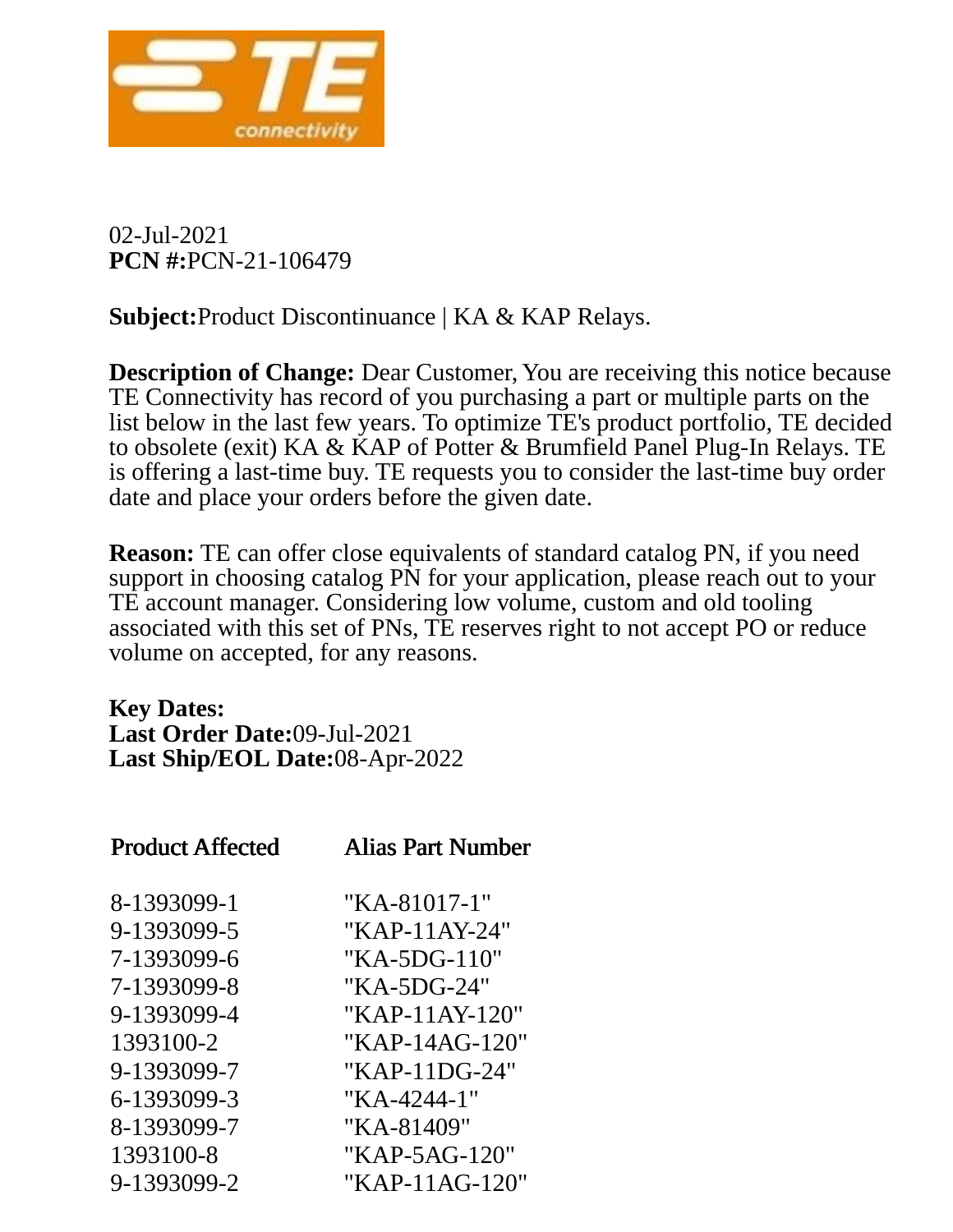02-Jul-2021
**PCN #:**PCN-21-106479

**Subject:**Product Discontinuance | KA & KAP Relays.

**Description of Change:** Dear Customer, You are receiving this notice because TE Connectivity has record of you purchasing a part or multiple parts on the list below in the last few years. To optimize TE's product portfolio, TE decided to obsolete (exit) KA & KAP of Potter & Brumfield Panel Plug-In Relays. TE is offering a last-time buy. TE requests you to consider the last-time buy order date and place your orders before the given date.

**Reason:** TE can offer close equivalents of standard catalog PN, if you need support in choosing catalog PN for your application, please reach out to your TE account manager. Considering low volume, custom and old tooling associated with this set of PNs, TE reserves right to not accept PO or reduce volume on accepted, for any reasons.

**Key Dates:**
**Last Order Date:**09-Jul-2021
**Last Ship/EOL Date:**08-Apr-2022

| Product Affected | Alias Part Number |
|---|---|
| 8-1393099-1 | "KA-81017-1" |
| 9-1393099-5 | "KAP-11AY-24" |
| 7-1393099-6 | "KA-5DG-110" |
| 7-1393099-8 | "KA-5DG-24" |
| 9-1393099-4 | "KAP-11AY-120" |
| 1393100-2 | "KAP-14AG-120" |
| 9-1393099-7 | "KAP-11DG-24" |
| 6-1393099-3 | "KA-4244-1" |
| 8-1393099-7 | "KA-81409" |
| 1393100-8 | "KAP-5AG-120" |
| 9-1393099-2 | "KAP-11AG-120" |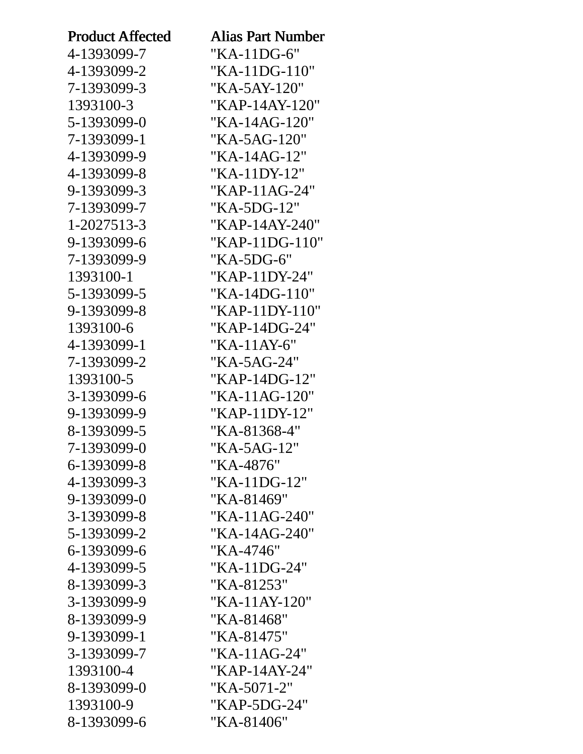| Product Affected | Alias Part Number |
|---|---|
| 4-1393099-7 | "KA-11DG-6" |
| 4-1393099-2 | "KA-11DG-110" |
| 7-1393099-3 | "KA-5AY-120" |
| 1393100-3 | "KAP-14AY-120" |
| 5-1393099-0 | "KA-14AG-120" |
| 7-1393099-1 | "KA-5AG-120" |
| 4-1393099-9 | "KA-14AG-12" |
| 4-1393099-8 | "KA-11DY-12" |
| 9-1393099-3 | "KAP-11AG-24" |
| 7-1393099-7 | "KA-5DG-12" |
| 1-2027513-3 | "KAP-14AY-240" |
| 9-1393099-6 | "KAP-11DG-110" |
| 7-1393099-9 | "KA-5DG-6" |
| 1393100-1 | "KAP-11DY-24" |
| 5-1393099-5 | "KA-14DG-110" |
| 9-1393099-8 | "KAP-11DY-110" |
| 1393100-6 | "KAP-14DG-24" |
| 4-1393099-1 | "KA-11AY-6" |
| 7-1393099-2 | "KA-5AG-24" |
| 1393100-5 | "KAP-14DG-12" |
| 3-1393099-6 | "KA-11AG-120" |
| 9-1393099-9 | "KAP-11DY-12" |
| 8-1393099-5 | "KA-81368-4" |
| 7-1393099-0 | "KA-5AG-12" |
| 6-1393099-8 | "KA-4876" |
| 4-1393099-3 | "KA-11DG-12" |
| 9-1393099-0 | "KA-81469" |
| 3-1393099-8 | "KA-11AG-240" |
| 5-1393099-2 | "KA-14AG-240" |
| 6-1393099-6 | "KA-4746" |
| 4-1393099-5 | "KA-11DG-24" |
| 8-1393099-3 | "KA-81253" |
| 3-1393099-9 | "KA-11AY-120" |
| 8-1393099-9 | "KA-81468" |
| 9-1393099-1 | "KA-81475" |
| 3-1393099-7 | "KA-11AG-24" |
| 1393100-4 | "KAP-14AY-24" |
| 8-1393099-0 | "KA-5071-2" |
| 1393100-9 | "KAP-5DG-24" |
| 8-1393099-6 | "KA-81406" |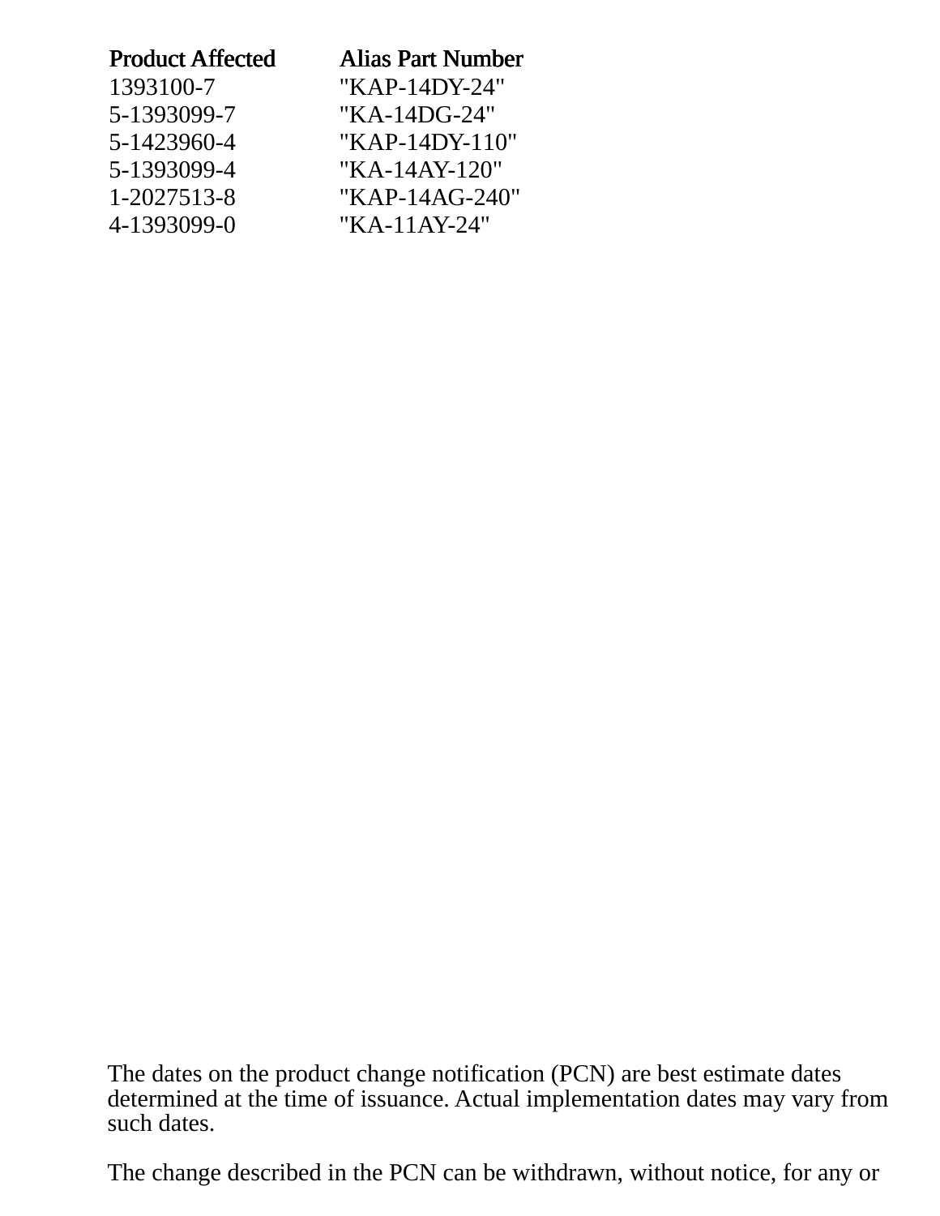| Product Affected | Alias Part Number |
|---|---|
| 1393100-7 | "KAP-14DY-24" |
| 5-1393099-7 | "KA-14DG-24" |
| 5-1423960-4 | "KAP-14DY-110" |
| 5-1393099-4 | "KA-14AY-120" |
| 1-2027513-8 | "KAP-14AG-240" |
| 4-1393099-0 | "KA-11AY-24" |

The dates on the product change notification (PCN) are best estimate dates determined at the time of issuance. Actual implementation dates may vary from such dates.

The change described in the PCN can be withdrawn, without notice, for any or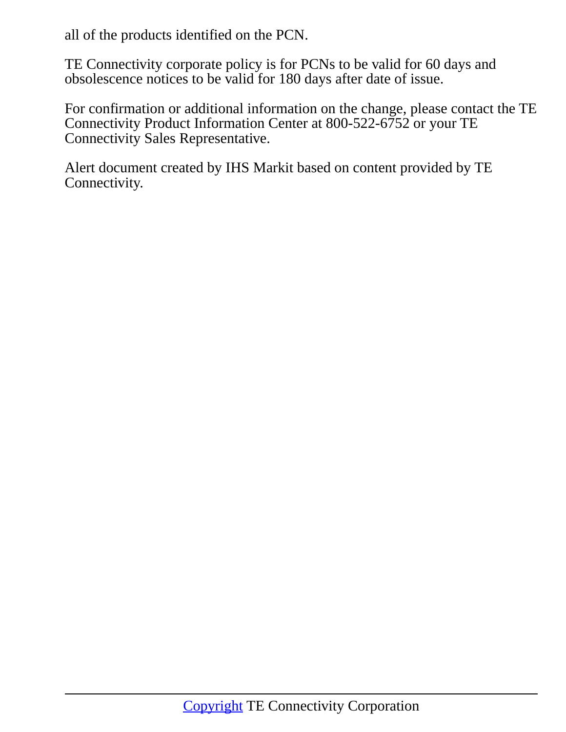all of the products identified on the PCN.

TE Connectivity corporate policy is for PCNs to be valid for 60 days and obsolescence notices to be valid for 180 days after date of issue.

For confirmation or additional information on the change, please contact the TE Connectivity Product Information Center at 800-522-6752 or your TE Connectivity Sales Representative.

Alert document created by IHS Markit based on content provided by TE Connectivity.

Copyright TE Connectivity Corporation